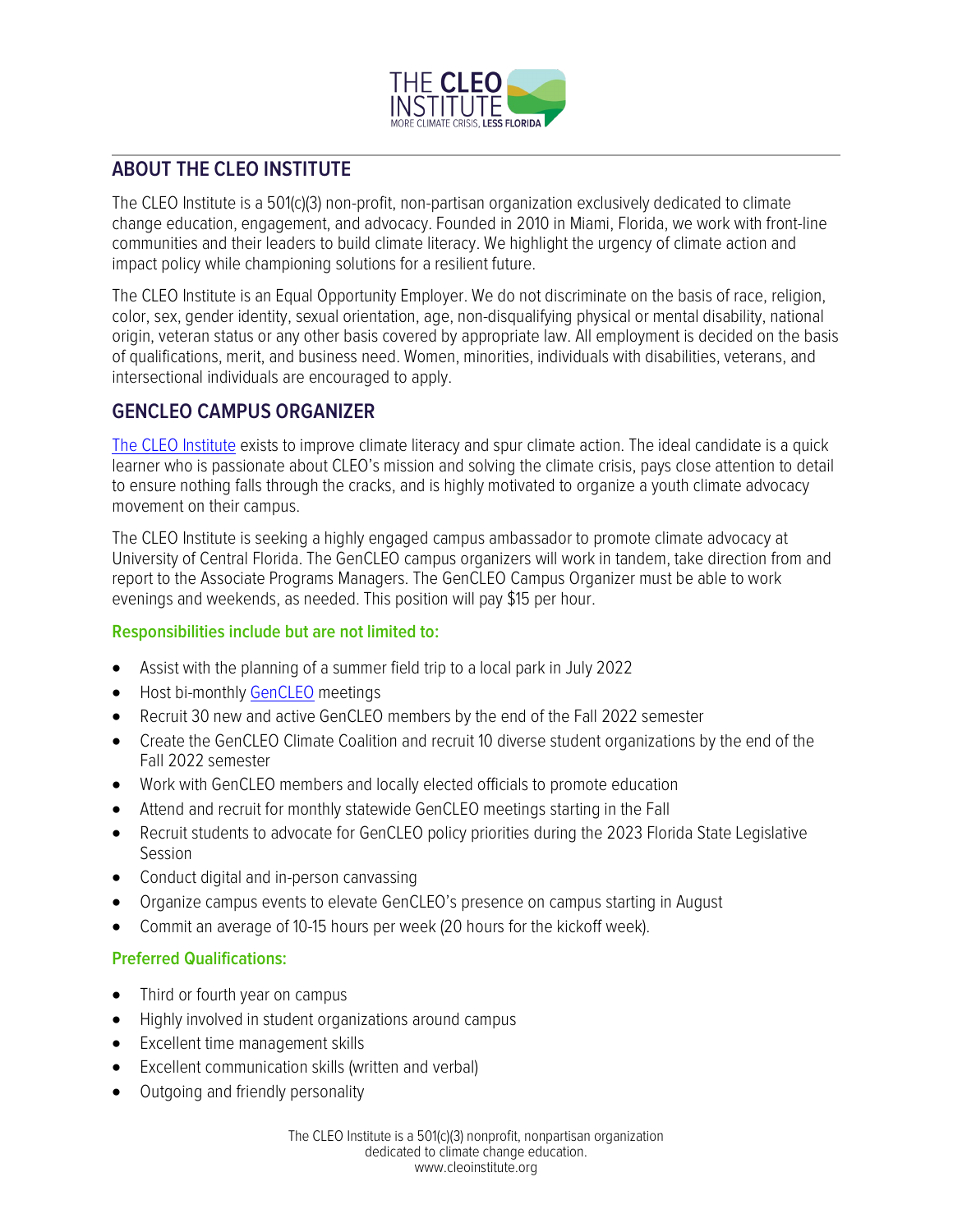## ABOUT THE CLEO INSTITUTE

The CLEO Institute is a 501(c)(3) non-profit, non-partisan organization exclusively dedicated to climate change education, engagement, and advocacy. Founded in 2010 in Miami, Florida, we work with front-line communities and their leaders to build climate literacy. We highlight the urgency of climate action and impact policy while championing solutions for a resilient future.

The CLEO Institute is an Equal Opportunity Employer. We do not discriminate on the basis of race, religion, color, sex, gender identity, sexual orientation, age, non-disqualifying physical or mental disability, national origin, veteran status or any other basis covered by appropriate law. All employment is decided on the basis of qualifications, merit, and business need. Women, minorities, individuals with disabilities, veterans, and intersectional individuals are encouraged to apply.

## GENCLEO CAMPUS ORGANIZER

The CLEO Institute exists to improve climate literacy and spur climate action. The ideal candidate is a quick learner who is passionate about CLEO's mission and solving the climate crisis, pays close attention to detail to ensure nothing falls through the cracks, and is highly motivated to organize a youth climate advocacy movement on their campus.

The CLEO Institute is seeking a highly engaged campus ambassador to promote climate advocacy at University of Central Florida. The GenCLEO campus organizers will work in tandem, take direction from and report to the Associate Programs Managers. The GenCLEO Campus Organizer must be able to work evenings and weekends, as needed. This position will pay $15 per hour.

### Responsibilities include but are not limited to:

- Assist with the planning of a summer field trip to a local park in July 2022
- Host bi-monthly GenCLEO meetings
- Recruit 30 new and active GenCLEO members by the end of the Fall 2022 semester
- Create the GenCLEO Climate Coalition and recruit 10 diverse student organizations by the end of the Fall 2022 semester
- Work with GenCLEO members and locally elected officials to promote education
- Attend and recruit for monthly statewide GenCLEO meetings starting in the Fall
- Recruit students to advocate for GenCLEO policy priorities during the 2023 Florida State Legislative Session
- Conduct digital and in-person canvassing
- Organize campus events to elevate GenCLEO's presence on campus starting in August
- Commit an average of 10-15 hours per week (20 hours for the kickoff week).

### Preferred Qualifications:

- Third or fourth year on campus
- Highly involved in student organizations around campus
- Excellent time management skills
- Excellent communication skills (written and verbal)
- Outgoing and friendly personality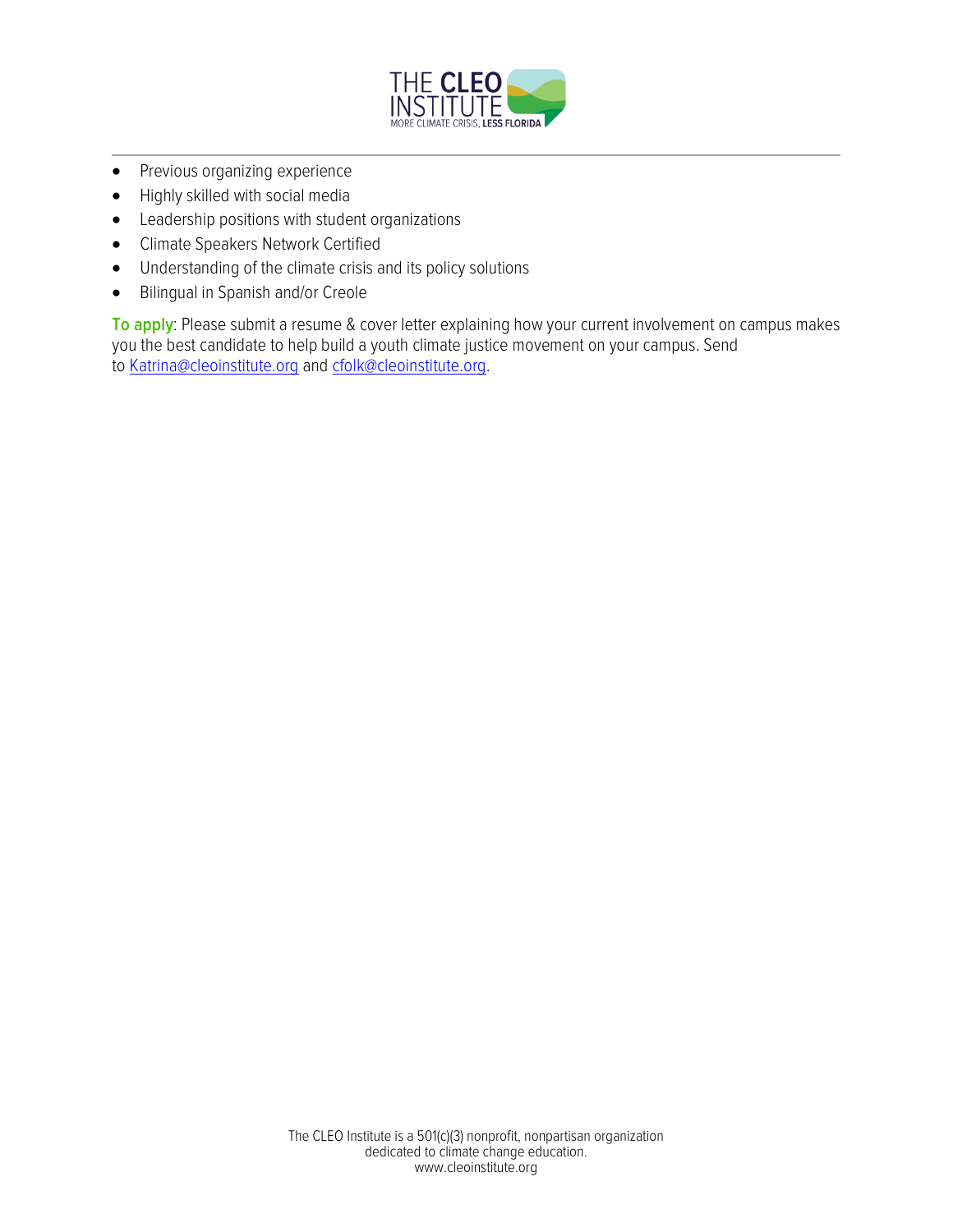- Previous organizing experience
- Highly skilled with social media
- Leadership positions with student organizations
- Climate Speakers Network Certified
- Understanding of the climate crisis and its policy solutions
- Bilingual in Spanish and/or Creole

**To apply**: Please submit a resume & cover letter explaining how your current involvement on campus makes you the best candidate to help build a youth climate justice movement on your campus. Send to Katrina@cleoinstitute.org and cfolk@cleoinstitute.org.

The CLEO Institute is a 501(c)(3) nonprofit, nonpartisan organization dedicated to climate change education.
www.cleoinstitute.org